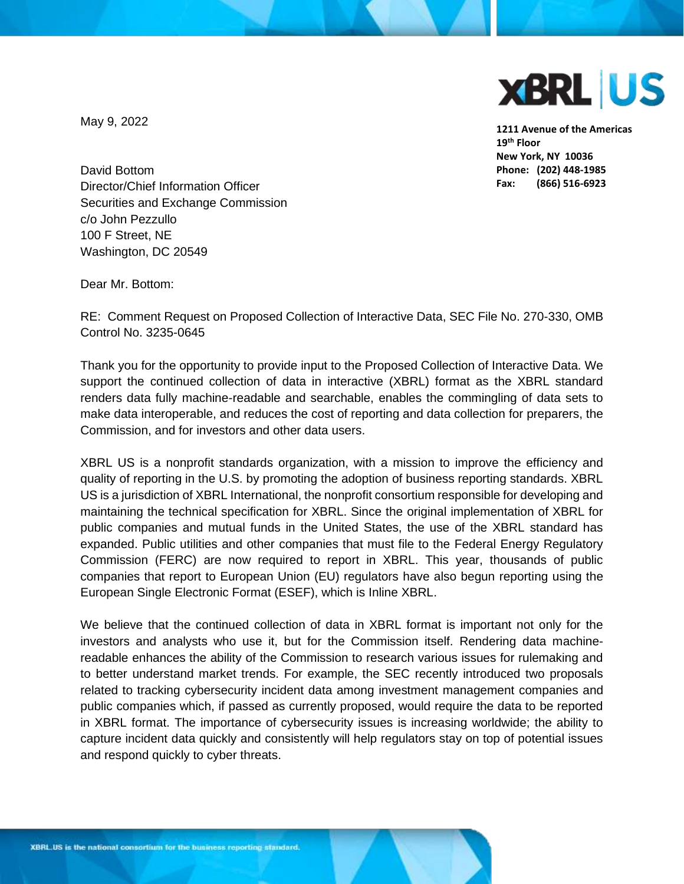XBRL US

**1211 Avenue of the Americas**
**19th Floor**
**New York, NY 10036**
**Phone: (202) 448-1985**
**Fax: (866) 516-6923**

May 9, 2022

David Bottom
Director/Chief Information Officer
Securities and Exchange Commission
c/o John Pezzullo
100 F Street, NE
Washington, DC 20549

Dear Mr. Bottom:

RE: Comment Request on Proposed Collection of Interactive Data, SEC File No. 270-330, OMB Control No. 3235-0645

Thank you for the opportunity to provide input to the Proposed Collection of Interactive Data. We support the continued collection of data in interactive (XBRL) format as the XBRL standard renders data fully machine-readable and searchable, enables the commingling of data sets to make data interoperable, and reduces the cost of reporting and data collection for preparers, the Commission, and for investors and other data users.

XBRL US is a nonprofit standards organization, with a mission to improve the efficiency and quality of reporting in the U.S. by promoting the adoption of business reporting standards. XBRL US is a jurisdiction of XBRL International, the nonprofit consortium responsible for developing and maintaining the technical specification for XBRL. Since the original implementation of XBRL for public companies and mutual funds in the United States, the use of the XBRL standard has expanded. Public utilities and other companies that must file to the Federal Energy Regulatory Commission (FERC) are now required to report in XBRL. This year, thousands of public companies that report to European Union (EU) regulators have also begun reporting using the European Single Electronic Format (ESEF), which is Inline XBRL.

We believe that the continued collection of data in XBRL format is important not only for the investors and analysts who use it, but for the Commission itself. Rendering data machine-readable enhances the ability of the Commission to research various issues for rulemaking and to better understand market trends. For example, the SEC recently introduced two proposals related to tracking cybersecurity incident data among investment management companies and public companies which, if passed as currently proposed, would require the data to be reported in XBRL format. The importance of cybersecurity issues is increasing worldwide; the ability to capture incident data quickly and consistently will help regulators stay on top of potential issues and respond quickly to cyber threats.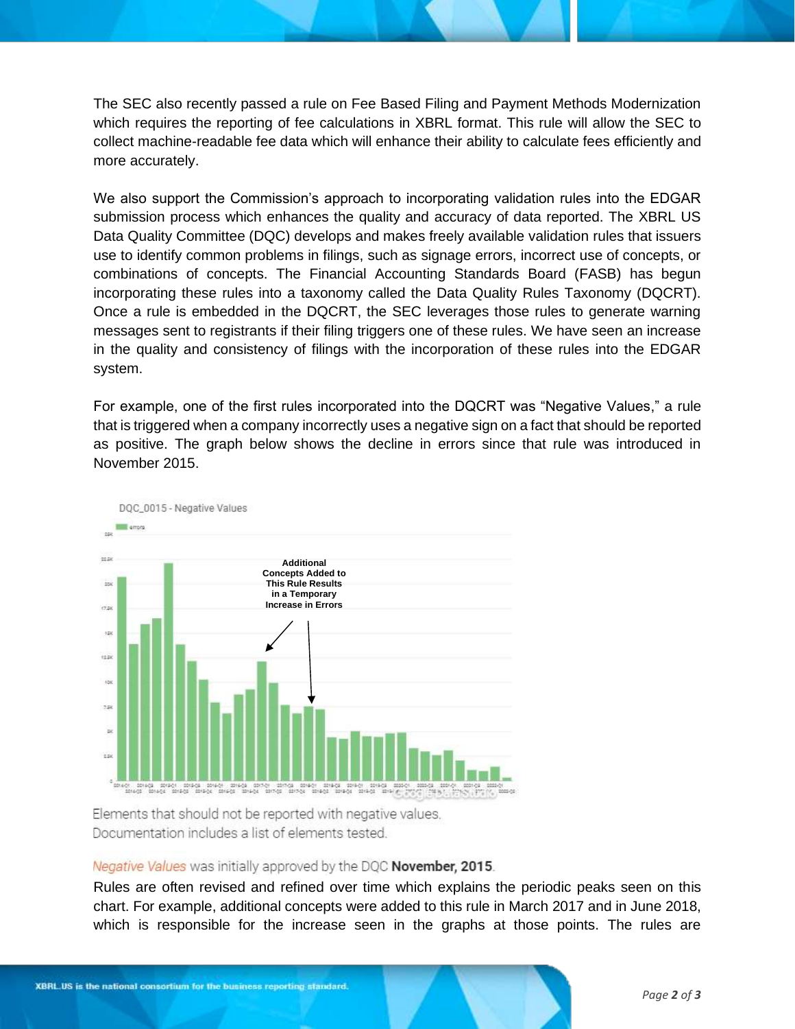The SEC also recently passed a rule on Fee Based Filing and Payment Methods Modernization which requires the reporting of fee calculations in XBRL format. This rule will allow the SEC to collect machine-readable fee data which will enhance their ability to calculate fees efficiently and more accurately.

We also support the Commission's approach to incorporating validation rules into the EDGAR submission process which enhances the quality and accuracy of data reported. The XBRL US Data Quality Committee (DQC) develops and makes freely available validation rules that issuers use to identify common problems in filings, such as signage errors, incorrect use of concepts, or combinations of concepts. The Financial Accounting Standards Board (FASB) has begun incorporating these rules into a taxonomy called the Data Quality Rules Taxonomy (DQCRT). Once a rule is embedded in the DQCRT, the SEC leverages those rules to generate warning messages sent to registrants if their filing triggers one of these rules. We have seen an increase in the quality and consistency of filings with the incorporation of these rules into the EDGAR system.

For example, one of the first rules incorporated into the DQCRT was "Negative Values," a rule that is triggered when a company incorrectly uses a negative sign on a fact that should be reported as positive. The graph below shows the decline in errors since that rule was introduced in November 2015.

DQC_0015 - Negative Values

Additional Concepts Added to This Rule Results in a Temporary Increase in Errors

Elements that should not be reported with negative values.
Documentation includes a list of elements tested.

*Negative Values* was initially approved by the DQC **November, 2015**.

Rules are often revised and refined over time which explains the periodic peaks seen on this chart. For example, additional concepts were added to this rule in March 2017 and in June 2018, which is responsible for the increase seen in the graphs at those points. The rules are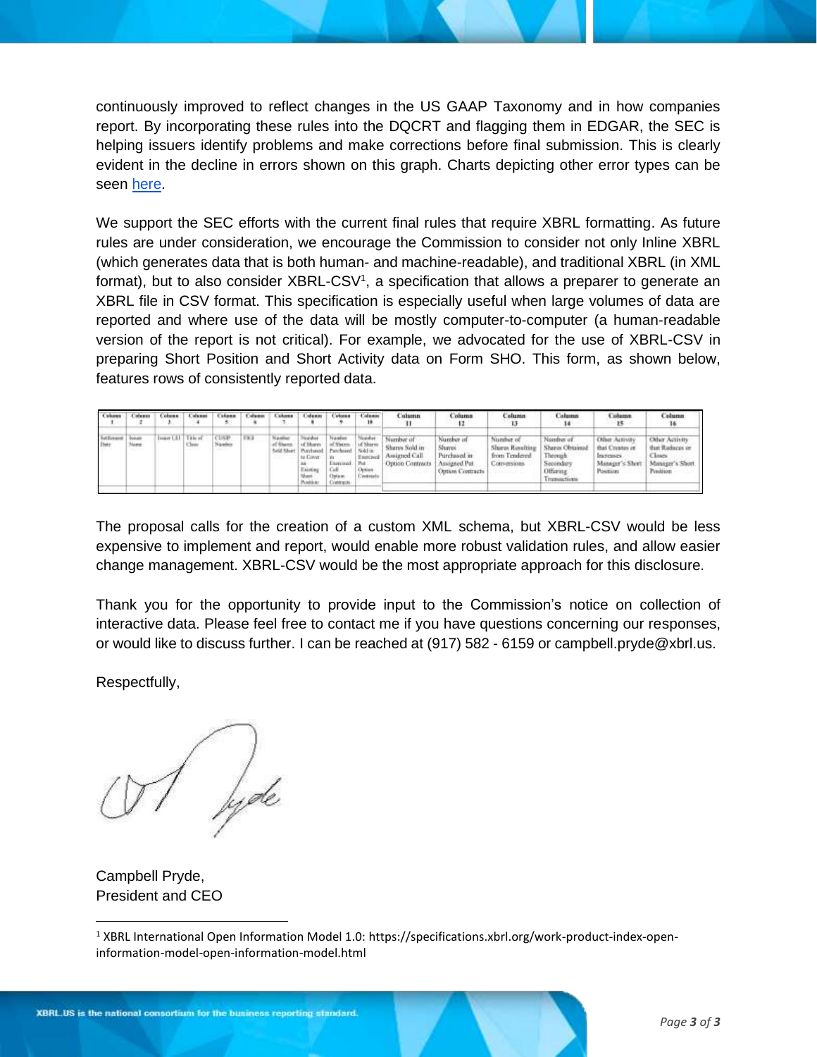continuously improved to reflect changes in the US GAAP Taxonomy and in how companies report. By incorporating these rules into the DQCRT and flagging them in EDGAR, the SEC is helping issuers identify problems and make corrections before final submission. This is clearly evident in the decline in errors shown on this graph. Charts depicting other error types can be seen [here](#).

We support the SEC efforts with the current final rules that require XBRL formatting. As future rules are under consideration, we encourage the Commission to consider not only Inline XBRL (which generates data that is both human- and machine-readable), and traditional XBRL (in XML format), but to also consider XBRL-CSV[1], a specification that allows a preparer to generate an XBRL file in CSV format. This specification is especially useful when large volumes of data are reported and where use of the data will be mostly computer-to-computer (a human-readable version of the report is not critical). For example, we advocated for the use of XBRL-CSV in preparing Short Position and Short Activity data on Form SHO. This form, as shown below, features rows of consistently reported data.

| Column 1 | Column 2 | Column 3 | Column 4 | Column 5 | Column 6 | Column 7 | Column 8 | Column 9 | Column 10 | Column 11 | Column 12 | Column 13 | Column 14 | Column 15 | Column 16 |
|---|---|---|---|---|---|---|---|---|---|---|---|---|---|---|---|
| Settlement Date | Issuer Name | Issuer LEI | Title of Class | CUSIP Number | FIGI | Number of Shares Sold Short | Number of Shares Purchased to Cover an Existing Short Position | Number of Shares Purchased in Exercised Call Option Contracts | Number of Shares Sold in Exercised Put Option Contracts | Number of Shares Sold in Assigned Call Option Contracts | Number of Shares Purchased in Assigned Put Option Contracts | Number of Shares Resulting from Tendered Conversions | Number of Shares Obtained Through Secondary Offering Transactions | Other Activity that Creates or Increases Manager's Short Position | Other Activity that Reduces or Closes Manager's Short Position |
| | | | | | | | | | | | | | | | |

The proposal calls for the creation of a custom XML schema, but XBRL-CSV would be less expensive to implement and report, would enable more robust validation rules, and allow easier change management. XBRL-CSV would be the most appropriate approach for this disclosure.

Thank you for the opportunity to provide input to the Commission's notice on collection of interactive data. Please feel free to contact me if you have questions concerning our responses, or would like to discuss further. I can be reached at (917) 582 - 6159 or campbell.pryde@xbrl.us.

Respectfully,

Campbell Pryde,
President and CEO

[1] XBRL International Open Information Model 1.0: https://specifications.xbrl.org/work-product-index-open-information-model-open-information-model.html